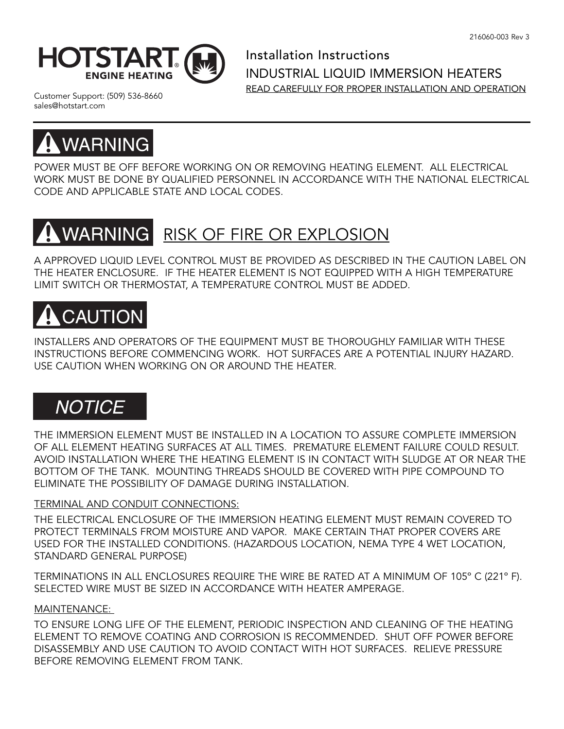216060-003 Rev 3

HOTSTART® ENGINE HEATING

Customer Support: (509) 536-8660
sales@hotstart.com

# Installation Instructions
# INDUSTRIAL LIQUID IMMERSION HEATERS

READ CAREFULLY FOR PROPER INSTALLATION AND OPERATION

## ⚠ WARNING

POWER MUST BE OFF BEFORE WORKING ON OR REMOVING HEATING ELEMENT. ALL ELECTRICAL WORK MUST BE DONE BY QUALIFIED PERSONNEL IN ACCORDANCE WITH THE NATIONAL ELECTRICAL CODE AND APPLICABLE STATE AND LOCAL CODES.

## ⚠ WARNING RISK OF FIRE OR EXPLOSION

A APPROVED LIQUID LEVEL CONTROL MUST BE PROVIDED AS DESCRIBED IN THE CAUTION LABEL ON THE HEATER ENCLOSURE. IF THE HEATER ELEMENT IS NOT EQUIPPED WITH A HIGH TEMPERATURE LIMIT SWITCH OR THERMOSTAT, A TEMPERATURE CONTROL MUST BE ADDED.

## ⚠ CAUTION

INSTALLERS AND OPERATORS OF THE EQUIPMENT MUST BE THOROUGHLY FAMILIAR WITH THESE INSTRUCTIONS BEFORE COMMENCING WORK. HOT SURFACES ARE A POTENTIAL INJURY HAZARD. USE CAUTION WHEN WORKING ON OR AROUND THE HEATER.

## *NOTICE*

THE IMMERSION ELEMENT MUST BE INSTALLED IN A LOCATION TO ASSURE COMPLETE IMMERSION OF ALL ELEMENT HEATING SURFACES AT ALL TIMES. PREMATURE ELEMENT FAILURE COULD RESULT. AVOID INSTALLATION WHERE THE HEATING ELEMENT IS IN CONTACT WITH SLUDGE AT OR NEAR THE BOTTOM OF THE TANK. MOUNTING THREADS SHOULD BE COVERED WITH PIPE COMPOUND TO ELIMINATE THE POSSIBILITY OF DAMAGE DURING INSTALLATION.

### TERMINAL AND CONDUIT CONNECTIONS:

THE ELECTRICAL ENCLOSURE OF THE IMMERSION HEATING ELEMENT MUST REMAIN COVERED TO PROTECT TERMINALS FROM MOISTURE AND VAPOR. MAKE CERTAIN THAT PROPER COVERS ARE USED FOR THE INSTALLED CONDITIONS. (HAZARDOUS LOCATION, NEMA TYPE 4 WET LOCATION, STANDARD GENERAL PURPOSE)

TERMINATIONS IN ALL ENCLOSURES REQUIRE THE WIRE BE RATED AT A MINIMUM OF 105° C (221° F). SELECTED WIRE MUST BE SIZED IN ACCORDANCE WITH HEATER AMPERAGE.

### MAINTENANCE:

TO ENSURE LONG LIFE OF THE ELEMENT, PERIODIC INSPECTION AND CLEANING OF THE HEATING ELEMENT TO REMOVE COATING AND CORROSION IS RECOMMENDED. SHUT OFF POWER BEFORE DISASSEMBLY AND USE CAUTION TO AVOID CONTACT WITH HOT SURFACES. RELIEVE PRESSURE BEFORE REMOVING ELEMENT FROM TANK.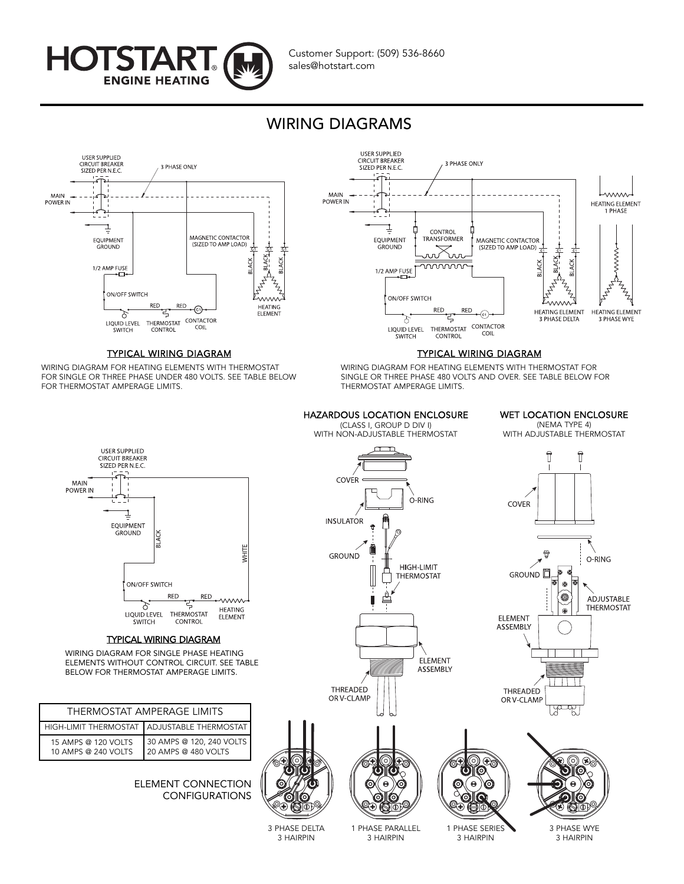# WIRING DIAGRAMS

USER SUPPLIED CIRCUIT BREAKER SIZED PER N.E.C.

3 PHASE ONLY

MAIN POWER IN

EQUIPMENT GROUND

MAGNETIC CONTACTOR (SIZED TO AMP LOAD)

1/2 AMP FUSE

BLACK

ON/OFF SWITCH

RED

HEATING ELEMENT

LIQUID LEVEL SWITCH

THERMOSTAT CONTROL

CONTACTOR COIL

### TYPICAL WIRING DIAGRAM

WIRING DIAGRAM FOR HEATING ELEMENTS WITH THERMOSTAT FOR SINGLE OR THREE PHASE UNDER 480 VOLTS. SEE TABLE BELOW FOR THERMOSTAT AMPERAGE LIMITS.

USER SUPPLIED CIRCUIT BREAKER SIZED PER N.E.C.

3 PHASE ONLY

MAIN POWER IN

EQUIPMENT GROUND

CONTROL TRANSFORMER

MAGNETIC CONTACTOR (SIZED TO AMP LOAD)

HEATING ELEMENT 1 PHASE

1/2 AMP FUSE

BLACK

ON/OFF SWITCH

RED

LIQUID LEVEL SWITCH

THERMOSTAT CONTROL

CONTACTOR COIL

HEATING ELEMENT 3 PHASE DELTA

HEATING ELEMENT 3 PHASE WYE

### TYPICAL WIRING DIAGRAM

WIRING DIAGRAM FOR HEATING ELEMENTS WITH THERMOSTAT FOR SINGLE OR THREE PHASE 480 VOLTS AND OVER. SEE TABLE BELOW FOR THERMOSTAT AMPERAGE LIMITS.

USER SUPPLIED CIRCUIT BREAKER SIZED PER N.E.C.

MAIN POWER IN

EQUIPMENT GROUND

BLACK

WHITE

ON/OFF SWITCH

RED

HEATING ELEMENT

LIQUID LEVEL SWITCH

THERMOSTAT CONTROL

### TYPICAL WIRING DIAGRAM

WIRING DIAGRAM FOR SINGLE PHASE HEATING ELEMENTS WITHOUT CONTROL CIRCUIT. SEE TABLE BELOW FOR THERMOSTAT AMPERAGE LIMITS.

| THERMOSTAT AMPERAGE LIMITS | |
|---|---|
| HIGH-LIMIT THERMOSTAT | ADJUSTABLE THERMOSTAT |
| 15 AMPS @ 120 VOLTS<br>10 AMPS @ 240 VOLTS | 30 AMPS @ 120, 240 VOLTS<br>20 AMPS @ 480 VOLTS |

### HAZARDOUS LOCATION ENCLOSURE

(CLASS I, GROUP D DIV I)
WITH NON-ADJUSTABLE THERMOSTAT

COVER

O-RING

INSULATOR

GROUND

HIGH-LIMIT THERMOSTAT

ELEMENT ASSEMBLY

THREADED OR V-CLAMP

### WET LOCATION ENCLOSURE

(NEMA TYPE 4)
WITH ADJUSTABLE THERMOSTAT

COVER

O-RING

GROUND

ADJUSTABLE THERMOSTAT

ELEMENT ASSEMBLY

THREADED OR V-CLAMP

### ELEMENT CONNECTION CONFIGURATIONS

3 PHASE DELTA 3 HAIRPIN

1 PHASE PARALLEL 3 HAIRPIN

1 PHASE SERIES 3 HAIRPIN

3 PHASE WYE 3 HAIRPIN